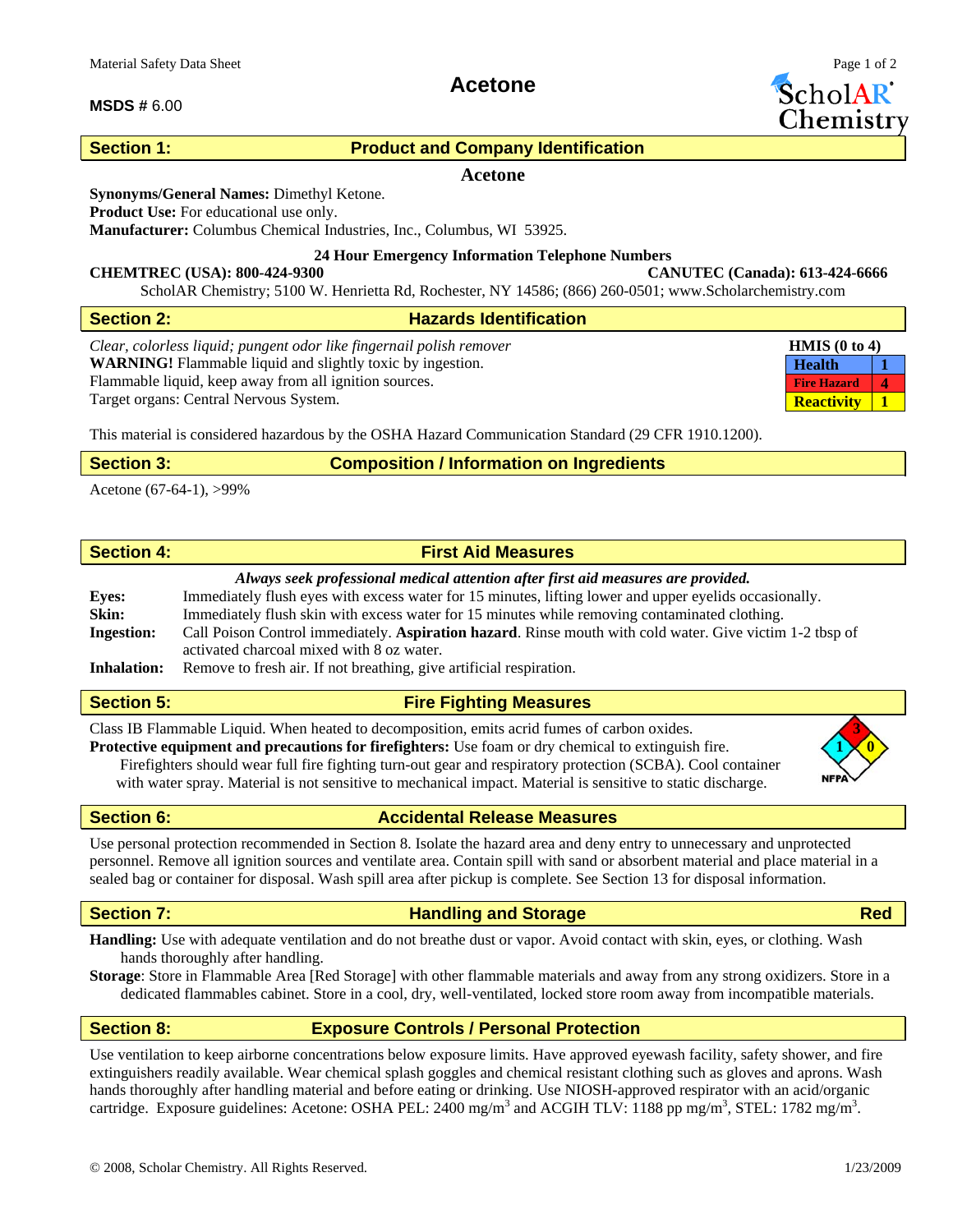Material Safety Data Sheet

**MSDS #** 6.00

# Acetone

ScholAR® Chemistry

## Section 1: Product and Company Identification

**Acetone**

**Synonyms/General Names:** Dimethyl Ketone.
**Product Use:** For educational use only.
**Manufacturer:** Columbus Chemical Industries, Inc., Columbus, WI 53925.

**24 Hour Emergency Information Telephone Numbers**

**CHEMTREC (USA): 800-424-9300** **CANUTEC (Canada): 613-424-6666**

ScholAR Chemistry; 5100 W. Henrietta Rd, Rochester, NY 14586; (866) 260-0501; www.Scholarchemistry.com

## Section 2: Hazards Identification

*Clear, colorless liquid; pungent odor like fingernail polish remover*
**WARNING!** Flammable liquid and slightly toxic by ingestion.
Flammable liquid, keep away from all ignition sources.
Target organs: Central Nervous System.

| HMIS (0 to 4) | |
|---|---|
| Health | 1 |
| Fire Hazard | 4 |
| Reactivity | 1 |

This material is considered hazardous by the OSHA Hazard Communication Standard (29 CFR 1910.1200).

## Section 3: Composition / Information on Ingredients

Acetone (67-64-1), >99%

## Section 4: First Aid Measures

***Always seek professional medical attention after first aid measures are provided.***

**Eyes:** Immediately flush eyes with excess water for 15 minutes, lifting lower and upper eyelids occasionally.
**Skin:** Immediately flush skin with excess water for 15 minutes while removing contaminated clothing.
**Ingestion:** Call Poison Control immediately. **Aspiration hazard**. Rinse mouth with cold water. Give victim 1-2 tbsp of activated charcoal mixed with 8 oz water.
**Inhalation:** Remove to fresh air. If not breathing, give artificial respiration.

## Section 5: Fire Fighting Measures

Class IB Flammable Liquid. When heated to decomposition, emits acrid fumes of carbon oxides.
**Protective equipment and precautions for firefighters:** Use foam or dry chemical to extinguish fire. Firefighters should wear full fire fighting turn-out gear and respiratory protection (SCBA). Cool container with water spray. Material is not sensitive to mechanical impact. Material is sensitive to static discharge.

NFPA: Health 1, Flammability 3, Reactivity 0

## Section 6: Accidental Release Measures

Use personal protection recommended in Section 8. Isolate the hazard area and deny entry to unnecessary and unprotected personnel. Remove all ignition sources and ventilate area. Contain spill with sand or absorbent material and place material in a sealed bag or container for disposal. Wash spill area after pickup is complete. See Section 13 for disposal information.

## Section 7: Handling and Storage — Red

**Handling:** Use with adequate ventilation and do not breathe dust or vapor. Avoid contact with skin, eyes, or clothing. Wash hands thoroughly after handling.
**Storage**: Store in Flammable Area [Red Storage] with other flammable materials and away from any strong oxidizers. Store in a dedicated flammables cabinet. Store in a cool, dry, well-ventilated, locked store room away from incompatible materials.

## Section 8: Exposure Controls / Personal Protection

Use ventilation to keep airborne concentrations below exposure limits. Have approved eyewash facility, safety shower, and fire extinguishers readily available. Wear chemical splash goggles and chemical resistant clothing such as gloves and aprons. Wash hands thoroughly after handling material and before eating or drinking. Use NIOSH-approved respirator with an acid/organic cartridge. Exposure guidelines: Acetone: OSHA PEL: 2400 $mg/m^3$ and ACGIH TLV: 1188 pp $mg/m^3$, STEL: 1782 $mg/m^3$.

© 2008, Scholar Chemistry. All Rights Reserved. 1/23/2009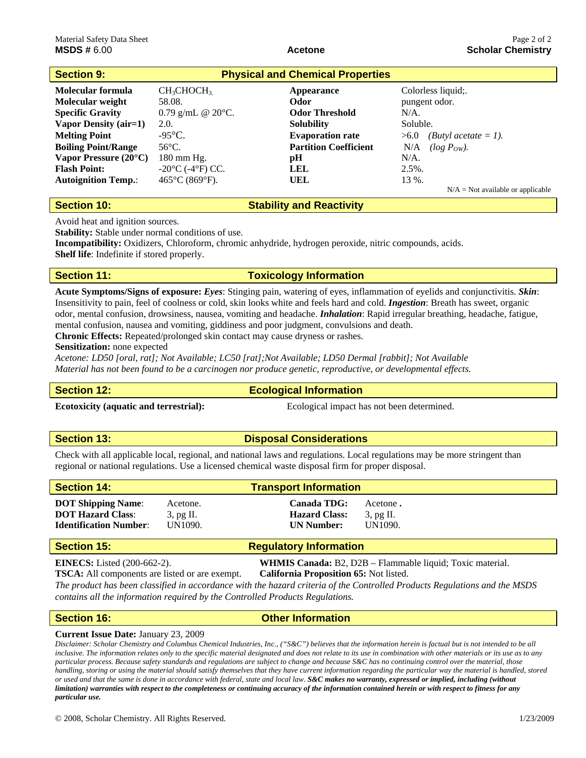## Section 9: Physical and Chemical Properties

| | | | |
|---|---|---|---|
| **Molecular formula** | $CH_3CHOCH_3$. | **Appearance** | Colorless liquid;. |
| **Molecular weight** | 58.08. | **Odor** | pungent odor. |
| **Specific Gravity** | 0.79 g/mL @ 20°C. | **Odor Threshold** | N/A. |
| **Vapor Density (air=1)** | 2.0. | **Solubility** | Soluble. |
| **Melting Point** | -95°C. | **Evaporation rate** | >6.0 *(Butyl acetate = 1).* |
| **Boiling Point/Range** | 56°C. | **Partition Coefficient** | N/A *(log $P_{OW}$).* |
| **Vapor Pressure (20°C)** | 180 mm Hg. | **pH** | N/A. |
| **Flash Point:** | -20°C (-4°F) CC. | **LEL** | 2.5%. |
| **Autoignition Temp.**: | 465°C (869°F). | **UEL** | 13 %. |

N/A = Not available or applicable

## Section 10: Stability and Reactivity

Avoid heat and ignition sources.

**Stability:** Stable under normal conditions of use.

**Incompatibility:** Oxidizers, Chloroform, chromic anhydride, hydrogen peroxide, nitric compounds, acids.

**Shelf life**: Indefinite if stored properly.

## Section 11: Toxicology Information

**Acute Symptoms/Signs of exposure:** ***Eyes***: Stinging pain, watering of eyes, inflammation of eyelids and conjunctivitis. ***Skin***: Insensitivity to pain, feel of coolness or cold, skin looks white and feels hard and cold. ***Ingestion***: Breath has sweet, organic odor, mental confusion, drowsiness, nausea, vomiting and headache. ***Inhalation***: Rapid irregular breathing, headache, fatigue, mental confusion, nausea and vomiting, giddiness and poor judgment, convulsions and death.

**Chronic Effects:** Repeated/prolonged skin contact may cause dryness or rashes.

**Sensitization:** none expected

*Acetone: LD50 [oral, rat]; Not Available; LC50 [rat];Not Available; LD50 Dermal [rabbit]; Not Available*
*Material has not been found to be a carcinogen nor produce genetic, reproductive, or developmental effects.*

## Section 12: Ecological Information

**Ecotoxicity (aquatic and terrestrial):** Ecological impact has not been determined.

## Section 13: Disposal Considerations

Check with all applicable local, regional, and national laws and regulations. Local regulations may be more stringent than regional or national regulations. Use a licensed chemical waste disposal firm for proper disposal.

## Section 14: Transport Information

| | | | |
|---|---|---|---|
| **DOT Shipping Name**: | Acetone. | **Canada TDG:** | Acetone . |
| **DOT Hazard Class**: | 3, pg II. | **Hazard Class:** | 3, pg II. |
| **Identification Number**: | UN1090. | **UN Number:** | UN1090. |

## Section 15: Regulatory Information

**EINECS:** Listed (200-662-2).

**TSCA:** All components are listed or are exempt.

**WHMIS Canada:** B2, D2B – Flammable liquid; Toxic material.

**California Proposition 65:** Not listed.

*The product has been classified in accordance with the hazard criteria of the Controlled Products Regulations and the MSDS contains all the information required by the Controlled Products Regulations.*

## Section 16: Other Information

**Current Issue Date:** January 23, 2009

*Disclaimer: Scholar Chemistry and Columbus Chemical Industries, Inc., ("S&C") believes that the information herein is factual but is not intended to be all inclusive. The information relates only to the specific material designated and does not relate to its use in combination with other materials or its use as to any particular process. Because safety standards and regulations are subject to change and because S&C has no continuing control over the material, those handling, storing or using the material should satisfy themselves that they have current information regarding the particular way the material is handled, stored or used and that the same is done in accordance with federal, state and local law.* ***S&C makes no warranty, expressed or implied, including (without limitation) warranties with respect to the completeness or continuing accuracy of the information contained herein or with respect to fitness for any particular use.***

© 2008, Scholar Chemistry. All Rights Reserved. 1/23/2009